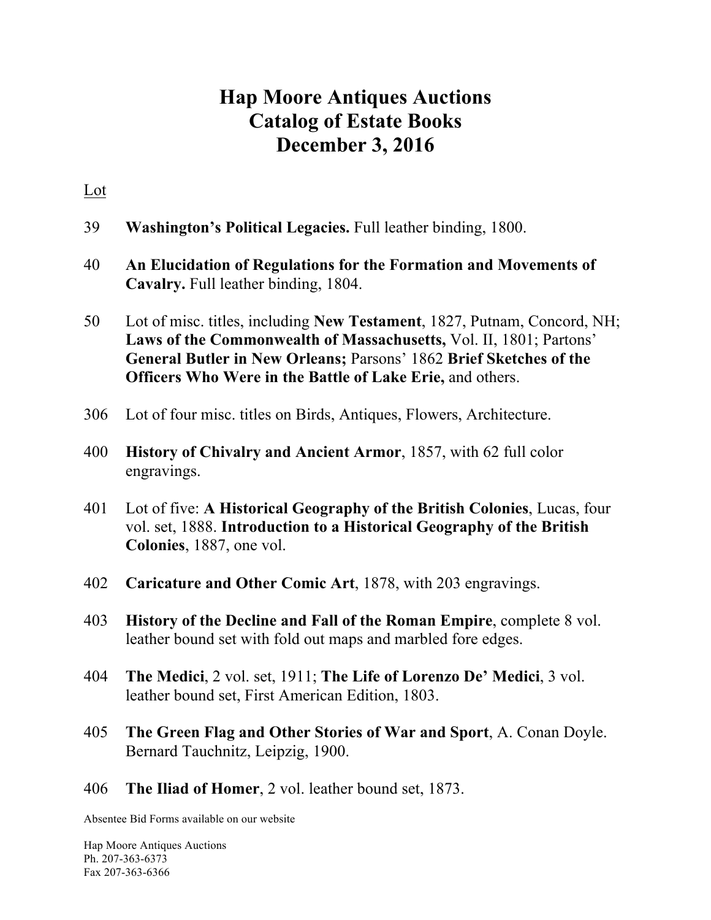# Hap Moore Antiques Auctions
# Catalog of Estate Books
# December 3, 2016

Lot

39 **Washington's Political Legacies.** Full leather binding, 1800.

40 **An Elucidation of Regulations for the Formation and Movements of Cavalry.** Full leather binding, 1804.

50 Lot of misc. titles, including **New Testament**, 1827, Putnam, Concord, NH; **Laws of the Commonwealth of Massachusetts,** Vol. II, 1801; Partons' **General Butler in New Orleans;** Parsons' 1862 **Brief Sketches of the Officers Who Were in the Battle of Lake Erie,** and others.

306 Lot of four misc. titles on Birds, Antiques, Flowers, Architecture.

400 **History of Chivalry and Ancient Armor**, 1857, with 62 full color engravings.

401 Lot of five: **A Historical Geography of the British Colonies**, Lucas, four vol. set, 1888. **Introduction to a Historical Geography of the British Colonies**, 1887, one vol.

402 **Caricature and Other Comic Art**, 1878, with 203 engravings.

403 **History of the Decline and Fall of the Roman Empire**, complete 8 vol. leather bound set with fold out maps and marbled fore edges.

404 **The Medici**, 2 vol. set, 1911; **The Life of Lorenzo De' Medici**, 3 vol. leather bound set, First American Edition, 1803.

405 **The Green Flag and Other Stories of War and Sport**, A. Conan Doyle. Bernard Tauchnitz, Leipzig, 1900.

406 **The Iliad of Homer**, 2 vol. leather bound set, 1873.

Absentee Bid Forms available on our website

Hap Moore Antiques Auctions
Ph. 207-363-6373
Fax 207-363-6366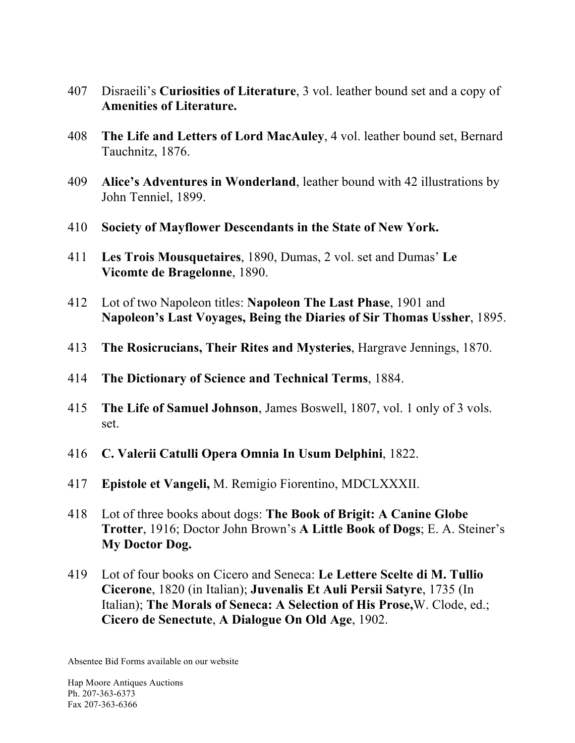407 Disraeili's **Curiosities of Literature**, 3 vol. leather bound set and a copy of **Amenities of Literature.**

408 **The Life and Letters of Lord MacAuley**, 4 vol. leather bound set, Bernard Tauchnitz, 1876.

409 **Alice's Adventures in Wonderland**, leather bound with 42 illustrations by John Tenniel, 1899.

410 **Society of Mayflower Descendants in the State of New York.**

411 **Les Trois Mousquetaires**, 1890, Dumas, 2 vol. set and Dumas' **Le Vicomte de Bragelonne**, 1890.

412 Lot of two Napoleon titles: **Napoleon The Last Phase**, 1901 and **Napoleon's Last Voyages, Being the Diaries of Sir Thomas Ussher**, 1895.

413 **The Rosicrucians, Their Rites and Mysteries**, Hargrave Jennings, 1870.

414 **The Dictionary of Science and Technical Terms**, 1884.

415 **The Life of Samuel Johnson**, James Boswell, 1807, vol. 1 only of 3 vols. set.

416 **C. Valerii Catulli Opera Omnia In Usum Delphini**, 1822.

417 **Epistole et Vangeli,** M. Remigio Fiorentino, MDCLXXXII.

418 Lot of three books about dogs: **The Book of Brigit: A Canine Globe Trotter**, 1916; Doctor John Brown's **A Little Book of Dogs**; E. A. Steiner's **My Doctor Dog.**

419 Lot of four books on Cicero and Seneca: **Le Lettere Scelte di M. Tullio Cicerone**, 1820 (in Italian); **Juvenalis Et Auli Persii Satyre**, 1735 (In Italian); **The Morals of Seneca: A Selection of His Prose,** W. Clode, ed.; **Cicero de Senectute**, **A Dialogue On Old Age**, 1902.

Absentee Bid Forms available on our website

Hap Moore Antiques Auctions
Ph. 207-363-6373
Fax 207-363-6366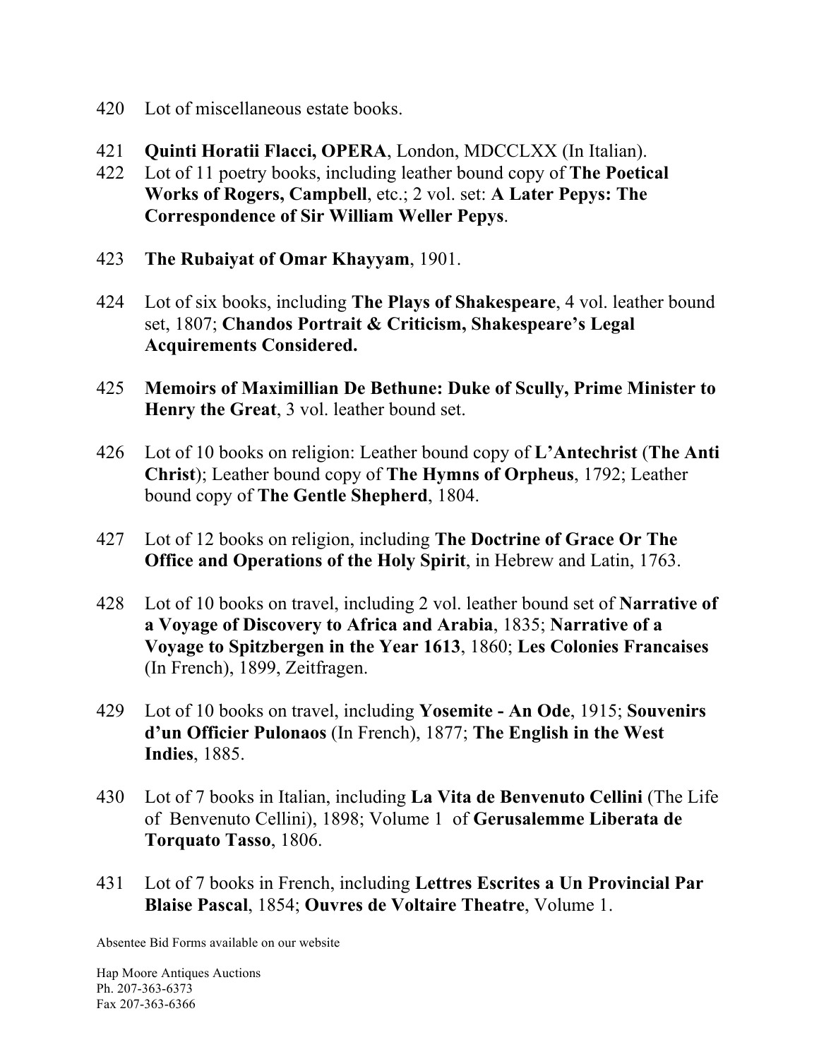420 Lot of miscellaneous estate books.

421 **Quinti Horatii Flacci, OPERA**, London, MDCCLXX (In Italian).

422 Lot of 11 poetry books, including leather bound copy of **The Poetical Works of Rogers, Campbell**, etc.; 2 vol. set: **A Later Pepys: The Correspondence of Sir William Weller Pepys**.

423 **The Rubaiyat of Omar Khayyam**, 1901.

424 Lot of six books, including **The Plays of Shakespeare**, 4 vol. leather bound set, 1807; **Chandos Portrait & Criticism, Shakespeare's Legal Acquirements Considered.**

425 **Memoirs of Maximillian De Bethune: Duke of Scully, Prime Minister to Henry the Great**, 3 vol. leather bound set.

426 Lot of 10 books on religion: Leather bound copy of **L'Antechrist** (**The Anti Christ**); Leather bound copy of **The Hymns of Orpheus**, 1792; Leather bound copy of **The Gentle Shepherd**, 1804.

427 Lot of 12 books on religion, including **The Doctrine of Grace Or The Office and Operations of the Holy Spirit**, in Hebrew and Latin, 1763.

428 Lot of 10 books on travel, including 2 vol. leather bound set of **Narrative of a Voyage of Discovery to Africa and Arabia**, 1835; **Narrative of a Voyage to Spitzbergen in the Year 1613**, 1860; **Les Colonies Francaises** (In French), 1899, Zeitfragen.

429 Lot of 10 books on travel, including **Yosemite - An Ode**, 1915; **Souvenirs d'un Officier Pulonaos** (In French), 1877; **The English in the West Indies**, 1885.

430 Lot of 7 books in Italian, including **La Vita de Benvenuto Cellini** (The Life of Benvenuto Cellini), 1898; Volume 1 of **Gerusalemme Liberata de Torquato Tasso**, 1806.

431 Lot of 7 books in French, including **Lettres Escrites a Un Provincial Par Blaise Pascal**, 1854; **Ouvres de Voltaire Theatre**, Volume 1.

Absentee Bid Forms available on our website

Hap Moore Antiques Auctions
Ph. 207-363-6373
Fax 207-363-6366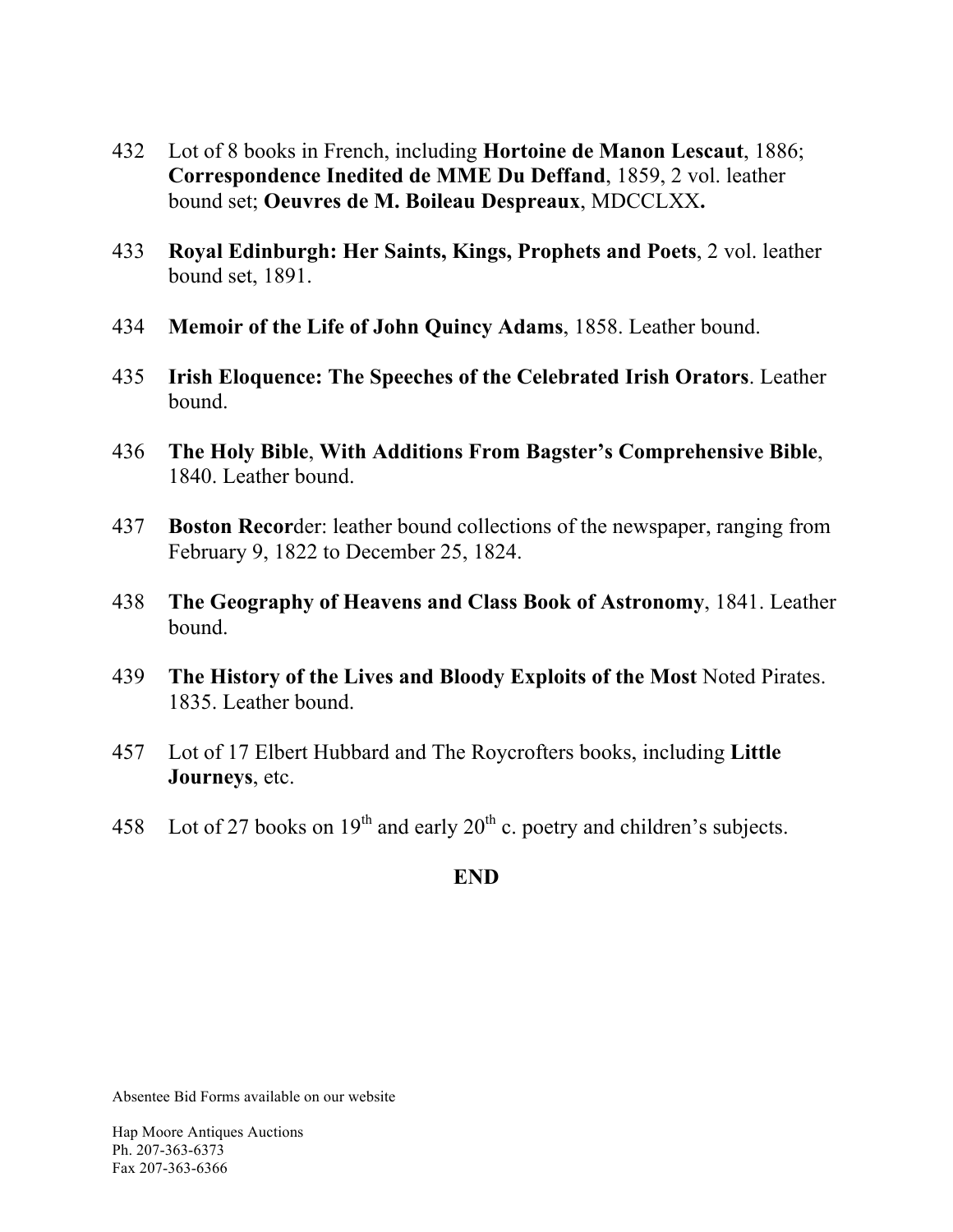432 Lot of 8 books in French, including **Hortoine de Manon Lescaut**, 1886; **Correspondence Inedited de MME Du Deffand**, 1859, 2 vol. leather bound set; **Oeuvres de M. Boileau Despreaux**, MDCCLXX**.**

433 **Royal Edinburgh: Her Saints, Kings, Prophets and Poets**, 2 vol. leather bound set, 1891.

434 **Memoir of the Life of John Quincy Adams**, 1858. Leather bound.

435 **Irish Eloquence: The Speeches of the Celebrated Irish Orators**. Leather bound.

436 **The Holy Bible**, **With Additions From Bagster's Comprehensive Bible**, 1840. Leather bound.

437 **Boston Recor**der: leather bound collections of the newspaper, ranging from February 9, 1822 to December 25, 1824.

438 **The Geography of Heavens and Class Book of Astronomy**, 1841. Leather bound.

439 **The History of the Lives and Bloody Exploits of the Most** Noted Pirates. 1835. Leather bound.

457 Lot of 17 Elbert Hubbard and The Roycrofters books, including **Little Journeys**, etc.

458 Lot of 27 books on 19th and early 20th c. poetry and children's subjects.

**END**

Absentee Bid Forms available on our website

Hap Moore Antiques Auctions
Ph. 207-363-6373
Fax 207-363-6366